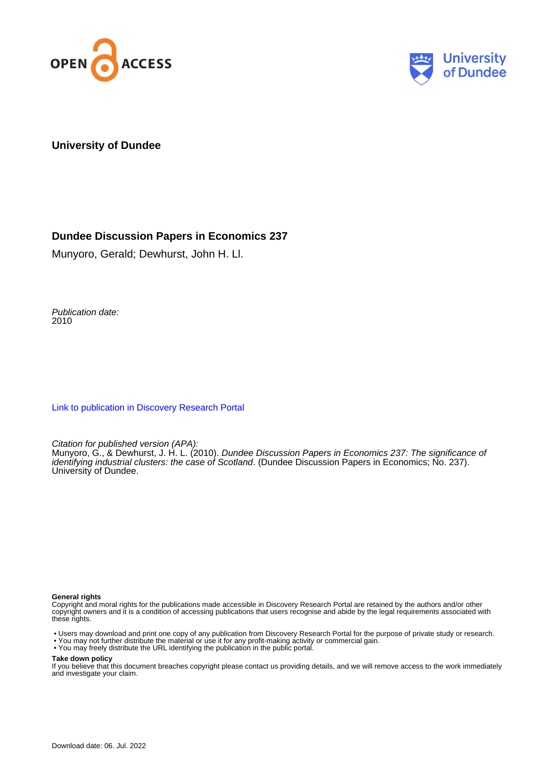**University of Dundee**

## Dundee Discussion Papers in Economics 237

Munyoro, Gerald; Dewhurst, John H. Ll.

*Publication date:*
2010

Link to publication in Discovery Research Portal

*Citation for published version (APA):*
Munyoro, G., & Dewhurst, J. H. L. (2010). *Dundee Discussion Papers in Economics 237: The significance of identifying industrial clusters: the case of Scotland*. (Dundee Discussion Papers in Economics; No. 237). University of Dundee.

**General rights**
Copyright and moral rights for the publications made accessible in Discovery Research Portal are retained by the authors and/or other copyright owners and it is a condition of accessing publications that users recognise and abide by the legal requirements associated with these rights.

- Users may download and print one copy of any publication from Discovery Research Portal for the purpose of private study or research.
- You may not further distribute the material or use it for any profit-making activity or commercial gain.
- You may freely distribute the URL identifying the publication in the public portal.

**Take down policy**
If you believe that this document breaches copyright please contact us providing details, and we will remove access to the work immediately and investigate your claim.

Download date: 06. Jul. 2022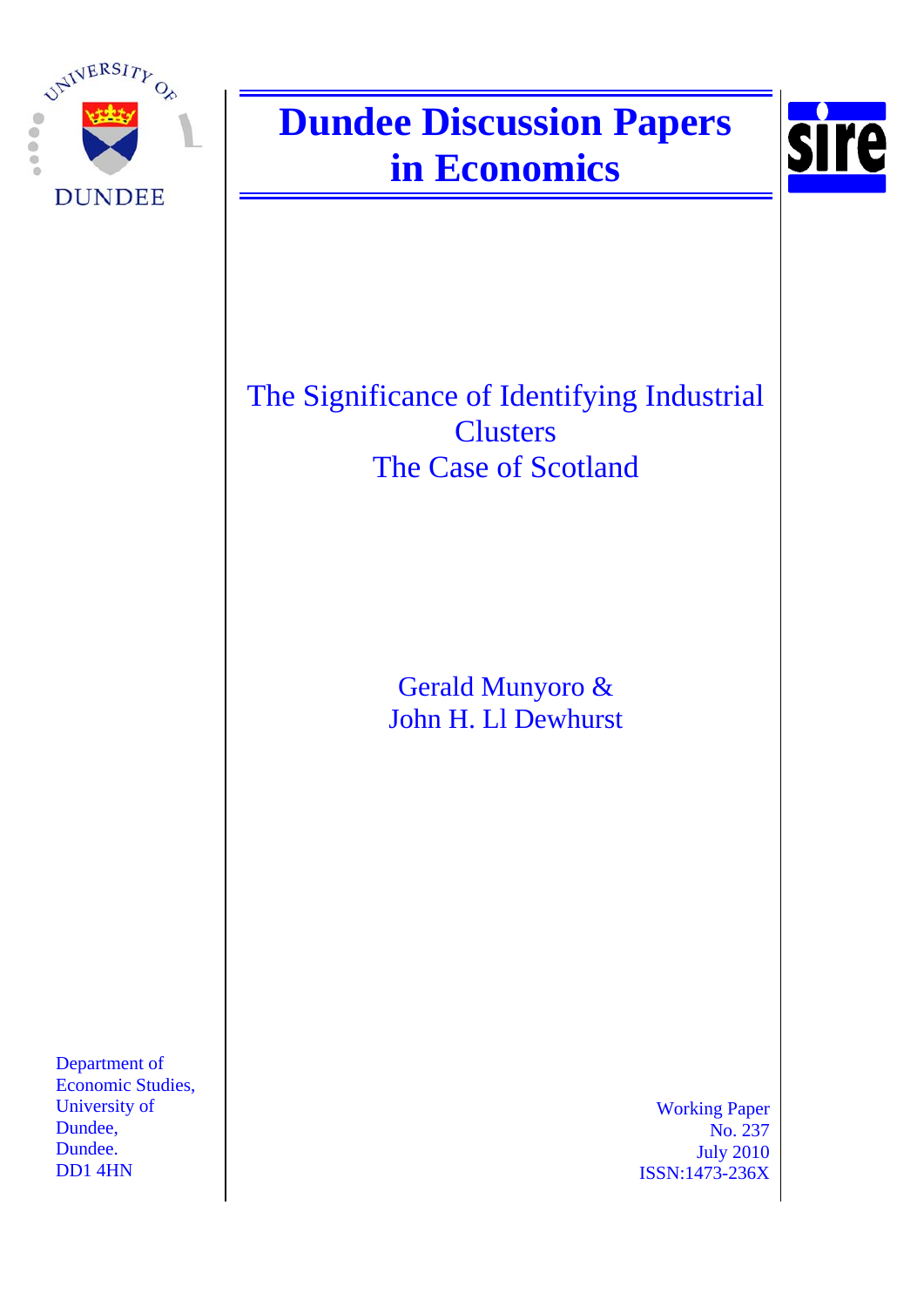# Dundee Discussion Papers in Economics

## The Significance of Identifying Industrial Clusters
## The Case of Scotland

Gerald Munyoro &
John H. Ll Dewhurst

Department of Economic Studies,
University of Dundee,
Dundee.
DD1 4HN

Working Paper
No. 237
July 2010
ISSN:1473-236X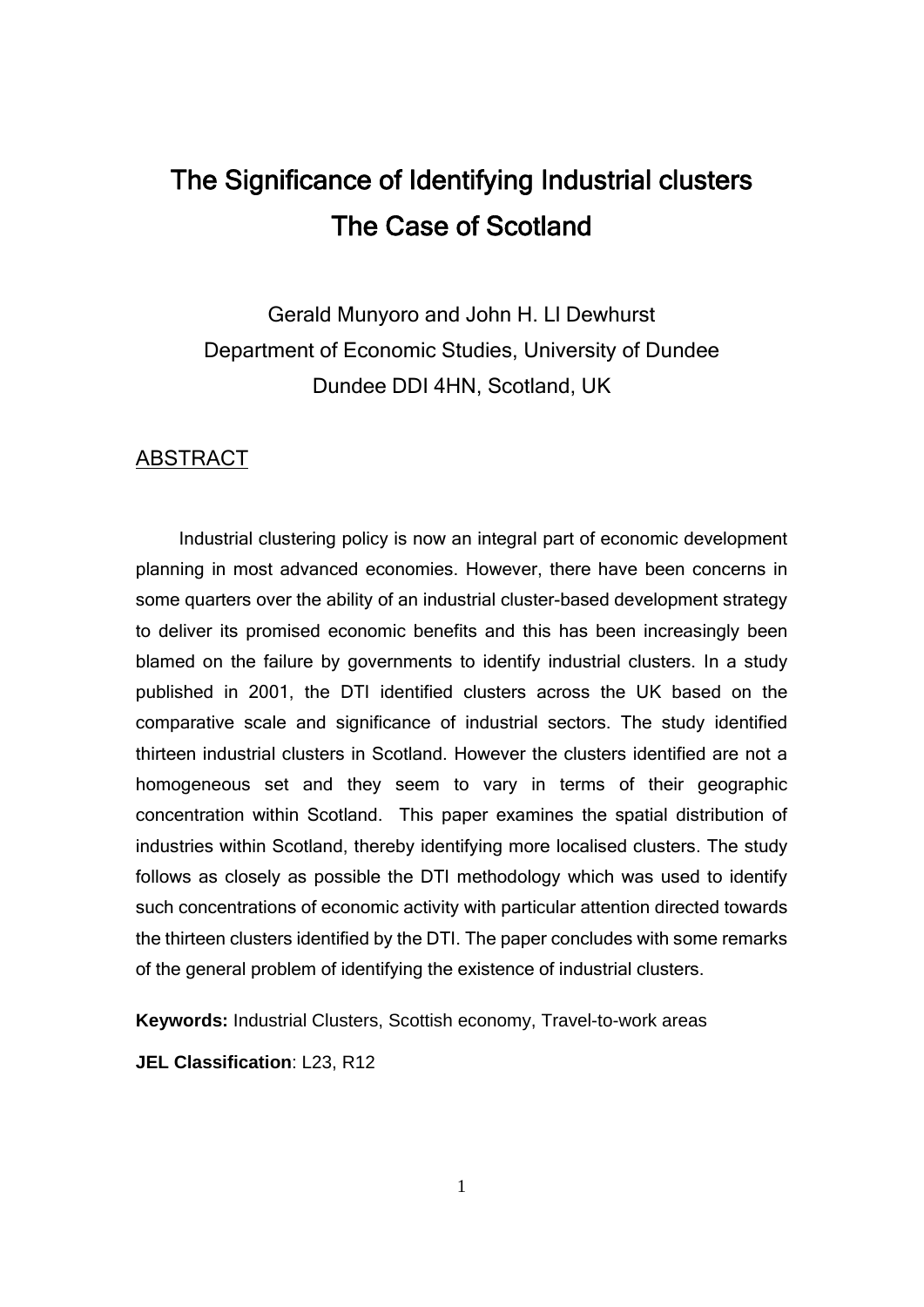# The Significance of Identifying Industrial clusters The Case of Scotland

Gerald Munyoro and John H. Ll Dewhurst
Department of Economic Studies, University of Dundee
Dundee DDI 4HN, Scotland, UK

## ABSTRACT

Industrial clustering policy is now an integral part of economic development planning in most advanced economies. However, there have been concerns in some quarters over the ability of an industrial cluster-based development strategy to deliver its promised economic benefits and this has been increasingly been blamed on the failure by governments to identify industrial clusters. In a study published in 2001, the DTI identified clusters across the UK based on the comparative scale and significance of industrial sectors. The study identified thirteen industrial clusters in Scotland. However the clusters identified are not a homogeneous set and they seem to vary in terms of their geographic concentration within Scotland. This paper examines the spatial distribution of industries within Scotland, thereby identifying more localised clusters. The study follows as closely as possible the DTI methodology which was used to identify such concentrations of economic activity with particular attention directed towards the thirteen clusters identified by the DTI. The paper concludes with some remarks of the general problem of identifying the existence of industrial clusters.

**Keywords:** Industrial Clusters, Scottish economy, Travel-to-work areas

**JEL Classification**: L23, R12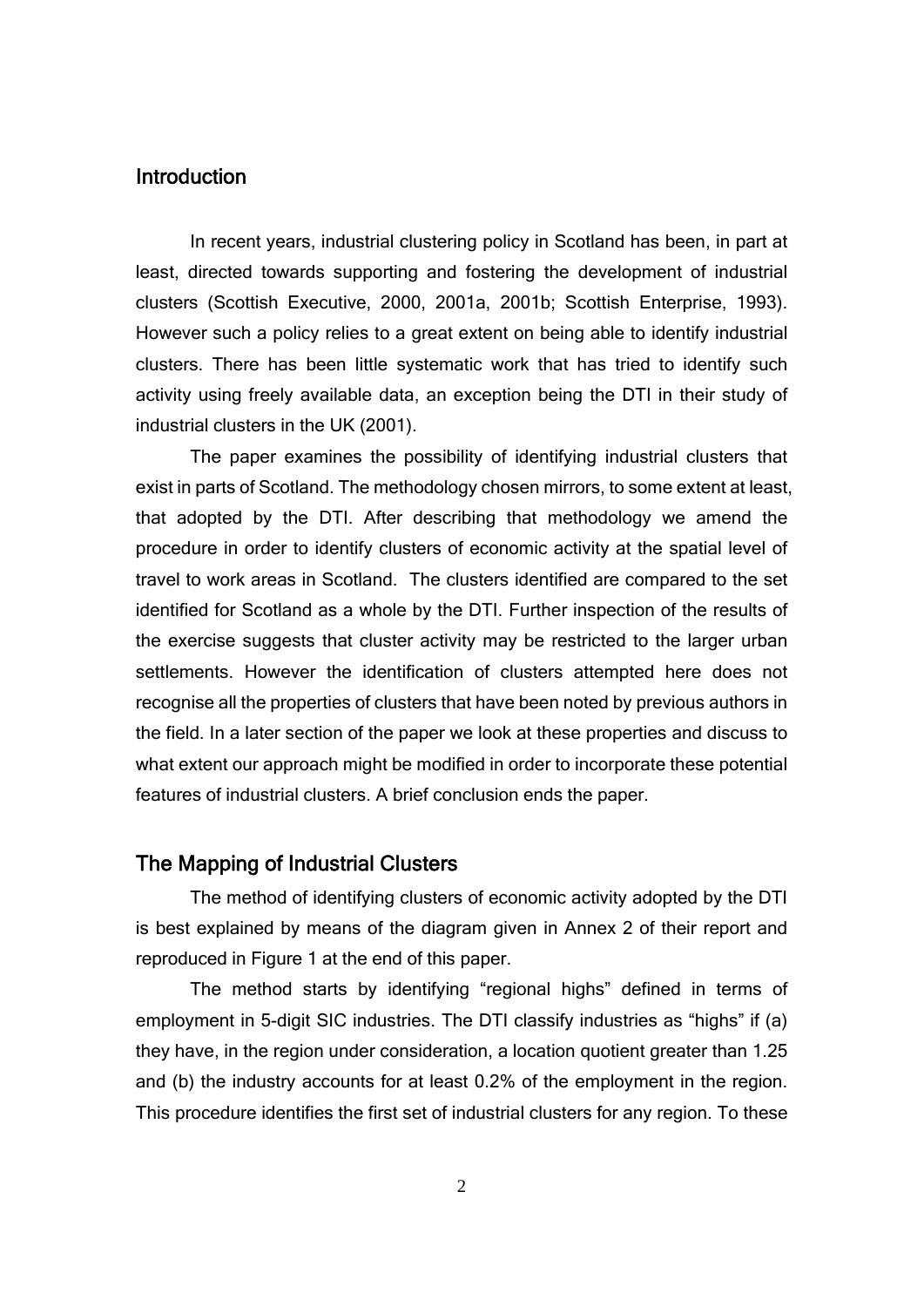## Introduction

In recent years, industrial clustering policy in Scotland has been, in part at least, directed towards supporting and fostering the development of industrial clusters (Scottish Executive, 2000, 2001a, 2001b; Scottish Enterprise, 1993). However such a policy relies to a great extent on being able to identify industrial clusters. There has been little systematic work that has tried to identify such activity using freely available data, an exception being the DTI in their study of industrial clusters in the UK (2001).

The paper examines the possibility of identifying industrial clusters that exist in parts of Scotland. The methodology chosen mirrors, to some extent at least, that adopted by the DTI. After describing that methodology we amend the procedure in order to identify clusters of economic activity at the spatial level of travel to work areas in Scotland. The clusters identified are compared to the set identified for Scotland as a whole by the DTI. Further inspection of the results of the exercise suggests that cluster activity may be restricted to the larger urban settlements. However the identification of clusters attempted here does not recognise all the properties of clusters that have been noted by previous authors in the field. In a later section of the paper we look at these properties and discuss to what extent our approach might be modified in order to incorporate these potential features of industrial clusters. A brief conclusion ends the paper.

## The Mapping of Industrial Clusters

The method of identifying clusters of economic activity adopted by the DTI is best explained by means of the diagram given in Annex 2 of their report and reproduced in Figure 1 at the end of this paper.

The method starts by identifying "regional highs" defined in terms of employment in 5-digit SIC industries. The DTI classify industries as "highs" if (a) they have, in the region under consideration, a location quotient greater than 1.25 and (b) the industry accounts for at least 0.2% of the employment in the region. This procedure identifies the first set of industrial clusters for any region. To these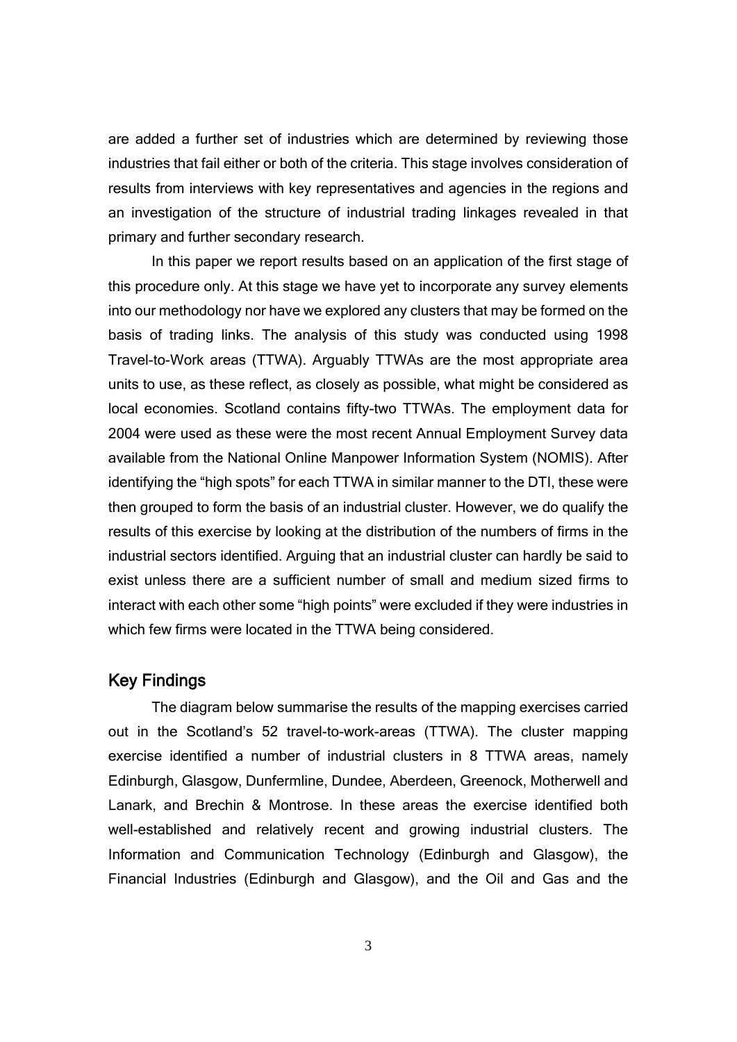are added a further set of industries which are determined by reviewing those industries that fail either or both of the criteria. This stage involves consideration of results from interviews with key representatives and agencies in the regions and an investigation of the structure of industrial trading linkages revealed in that primary and further secondary research.

In this paper we report results based on an application of the first stage of this procedure only. At this stage we have yet to incorporate any survey elements into our methodology nor have we explored any clusters that may be formed on the basis of trading links. The analysis of this study was conducted using 1998 Travel-to-Work areas (TTWA). Arguably TTWAs are the most appropriate area units to use, as these reflect, as closely as possible, what might be considered as local economies. Scotland contains fifty-two TTWAs. The employment data for 2004 were used as these were the most recent Annual Employment Survey data available from the National Online Manpower Information System (NOMIS). After identifying the "high spots" for each TTWA in similar manner to the DTI, these were then grouped to form the basis of an industrial cluster. However, we do qualify the results of this exercise by looking at the distribution of the numbers of firms in the industrial sectors identified. Arguing that an industrial cluster can hardly be said to exist unless there are a sufficient number of small and medium sized firms to interact with each other some "high points" were excluded if they were industries in which few firms were located in the TTWA being considered.

## Key Findings

The diagram below summarise the results of the mapping exercises carried out in the Scotland's 52 travel-to-work-areas (TTWA). The cluster mapping exercise identified a number of industrial clusters in 8 TTWA areas, namely Edinburgh, Glasgow, Dunfermline, Dundee, Aberdeen, Greenock, Motherwell and Lanark, and Brechin & Montrose. In these areas the exercise identified both well-established and relatively recent and growing industrial clusters. The Information and Communication Technology (Edinburgh and Glasgow), the Financial Industries (Edinburgh and Glasgow), and the Oil and Gas and the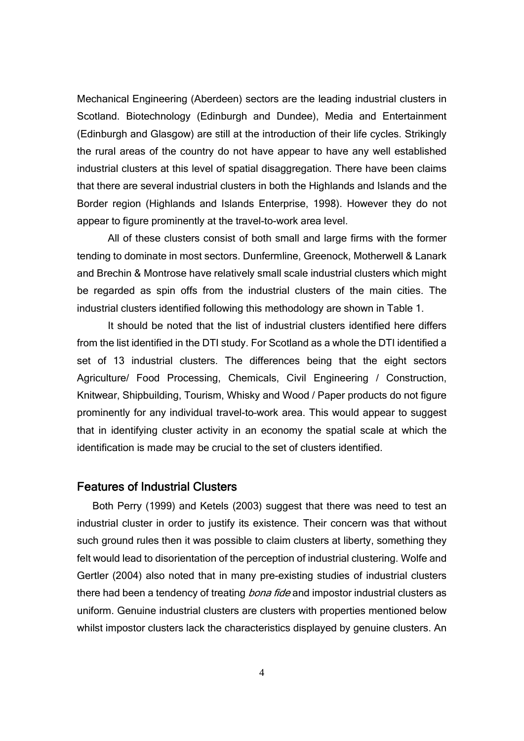Mechanical Engineering (Aberdeen) sectors are the leading industrial clusters in Scotland. Biotechnology (Edinburgh and Dundee), Media and Entertainment (Edinburgh and Glasgow) are still at the introduction of their life cycles. Strikingly the rural areas of the country do not have appear to have any well established industrial clusters at this level of spatial disaggregation. There have been claims that there are several industrial clusters in both the Highlands and Islands and the Border region (Highlands and Islands Enterprise, 1998). However they do not appear to figure prominently at the travel-to-work area level.

All of these clusters consist of both small and large firms with the former tending to dominate in most sectors. Dunfermline, Greenock, Motherwell & Lanark and Brechin & Montrose have relatively small scale industrial clusters which might be regarded as spin offs from the industrial clusters of the main cities. The industrial clusters identified following this methodology are shown in Table 1.

It should be noted that the list of industrial clusters identified here differs from the list identified in the DTI study. For Scotland as a whole the DTI identified a set of 13 industrial clusters. The differences being that the eight sectors Agriculture/ Food Processing, Chemicals, Civil Engineering / Construction, Knitwear, Shipbuilding, Tourism, Whisky and Wood / Paper products do not figure prominently for any individual travel-to-work area. This would appear to suggest that in identifying cluster activity in an economy the spatial scale at which the identification is made may be crucial to the set of clusters identified.

## Features of Industrial Clusters

Both Perry (1999) and Ketels (2003) suggest that there was need to test an industrial cluster in order to justify its existence. Their concern was that without such ground rules then it was possible to claim clusters at liberty, something they felt would lead to disorientation of the perception of industrial clustering. Wolfe and Gertler (2004) also noted that in many pre-existing studies of industrial clusters there had been a tendency of treating *bona fide* and impostor industrial clusters as uniform. Genuine industrial clusters are clusters with properties mentioned below whilst impostor clusters lack the characteristics displayed by genuine clusters. An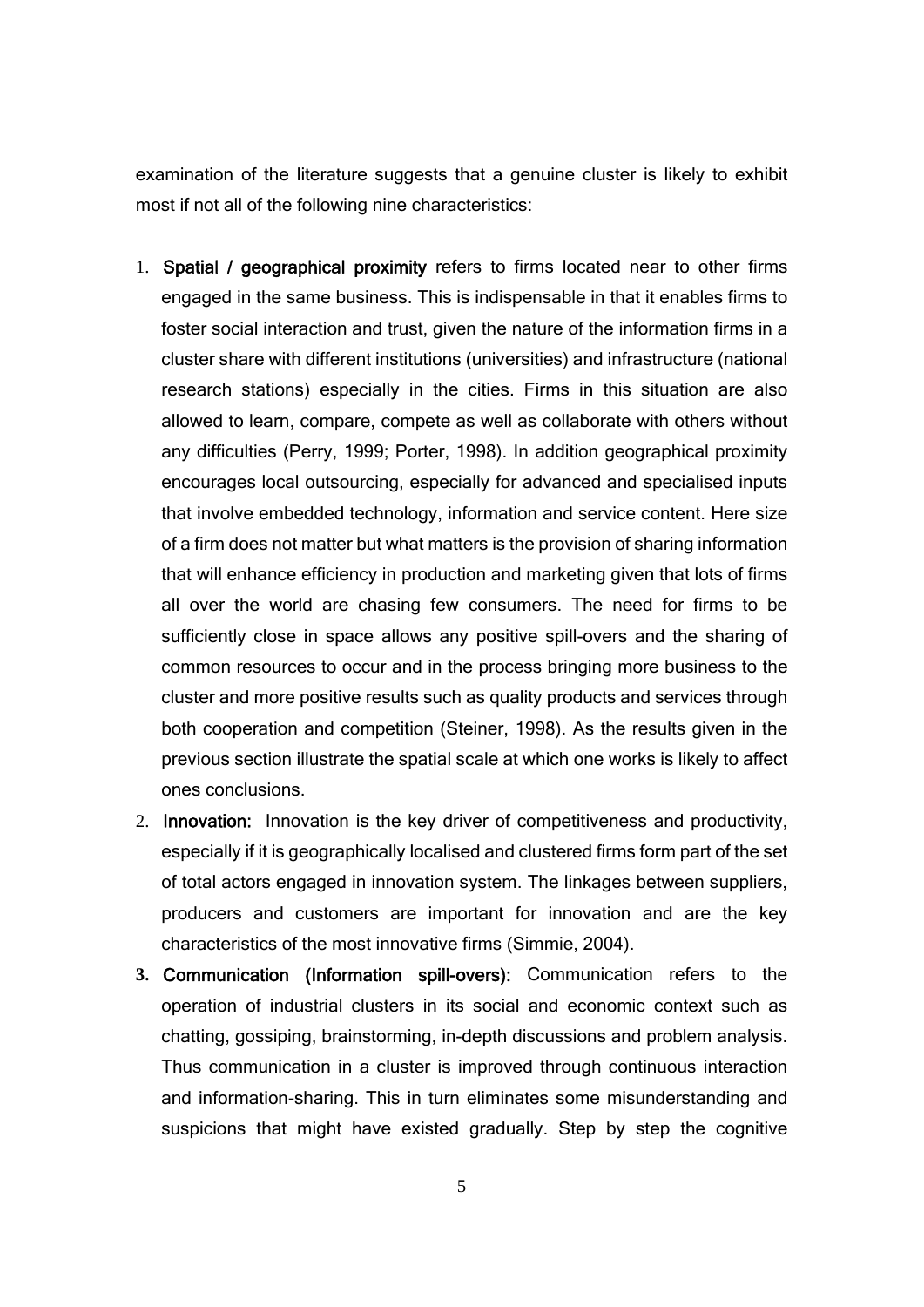examination of the literature suggests that a genuine cluster is likely to exhibit most if not all of the following nine characteristics:

1. **Spatial / geographical proximity** refers to firms located near to other firms engaged in the same business. This is indispensable in that it enables firms to foster social interaction and trust, given the nature of the information firms in a cluster share with different institutions (universities) and infrastructure (national research stations) especially in the cities. Firms in this situation are also allowed to learn, compare, compete as well as collaborate with others without any difficulties (Perry, 1999; Porter, 1998). In addition geographical proximity encourages local outsourcing, especially for advanced and specialised inputs that involve embedded technology, information and service content. Here size of a firm does not matter but what matters is the provision of sharing information that will enhance efficiency in production and marketing given that lots of firms all over the world are chasing few consumers. The need for firms to be sufficiently close in space allows any positive spill-overs and the sharing of common resources to occur and in the process bringing more business to the cluster and more positive results such as quality products and services through both cooperation and competition (Steiner, 1998). As the results given in the previous section illustrate the spatial scale at which one works is likely to affect ones conclusions.
2. **Innovation:** Innovation is the key driver of competitiveness and productivity, especially if it is geographically localised and clustered firms form part of the set of total actors engaged in innovation system. The linkages between suppliers, producers and customers are important for innovation and are the key characteristics of the most innovative firms (Simmie, 2004).
3. **Communication (Information spill-overs):** Communication refers to the operation of industrial clusters in its social and economic context such as chatting, gossiping, brainstorming, in-depth discussions and problem analysis. Thus communication in a cluster is improved through continuous interaction and information-sharing. This in turn eliminates some misunderstanding and suspicions that might have existed gradually. Step by step the cognitive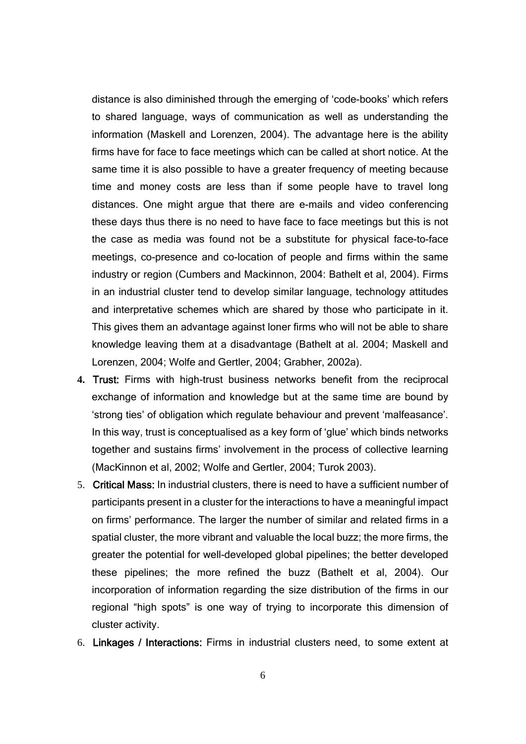distance is also diminished through the emerging of 'code-books' which refers to shared language, ways of communication as well as understanding the information (Maskell and Lorenzen, 2004). The advantage here is the ability firms have for face to face meetings which can be called at short notice. At the same time it is also possible to have a greater frequency of meeting because time and money costs are less than if some people have to travel long distances. One might argue that there are e-mails and video conferencing these days thus there is no need to have face to face meetings but this is not the case as media was found not be a substitute for physical face-to-face meetings, co-presence and co-location of people and firms within the same industry or region (Cumbers and Mackinnon, 2004: Bathelt et al, 2004). Firms in an industrial cluster tend to develop similar language, technology attitudes and interpretative schemes which are shared by those who participate in it. This gives them an advantage against loner firms who will not be able to share knowledge leaving them at a disadvantage (Bathelt at al. 2004; Maskell and Lorenzen, 2004; Wolfe and Gertler, 2004; Grabher, 2002a).

4. **Trust:** Firms with high-trust business networks benefit from the reciprocal exchange of information and knowledge but at the same time are bound by 'strong ties' of obligation which regulate behaviour and prevent 'malfeasance'. In this way, trust is conceptualised as a key form of 'glue' which binds networks together and sustains firms' involvement in the process of collective learning (MacKinnon et al, 2002; Wolfe and Gertler, 2004; Turok 2003).
5. **Critical Mass:** In industrial clusters, there is need to have a sufficient number of participants present in a cluster for the interactions to have a meaningful impact on firms' performance. The larger the number of similar and related firms in a spatial cluster, the more vibrant and valuable the local buzz; the more firms, the greater the potential for well-developed global pipelines; the better developed these pipelines; the more refined the buzz (Bathelt et al, 2004). Our incorporation of information regarding the size distribution of the firms in our regional "high spots" is one way of trying to incorporate this dimension of cluster activity.
6. **Linkages / Interactions:** Firms in industrial clusters need, to some extent at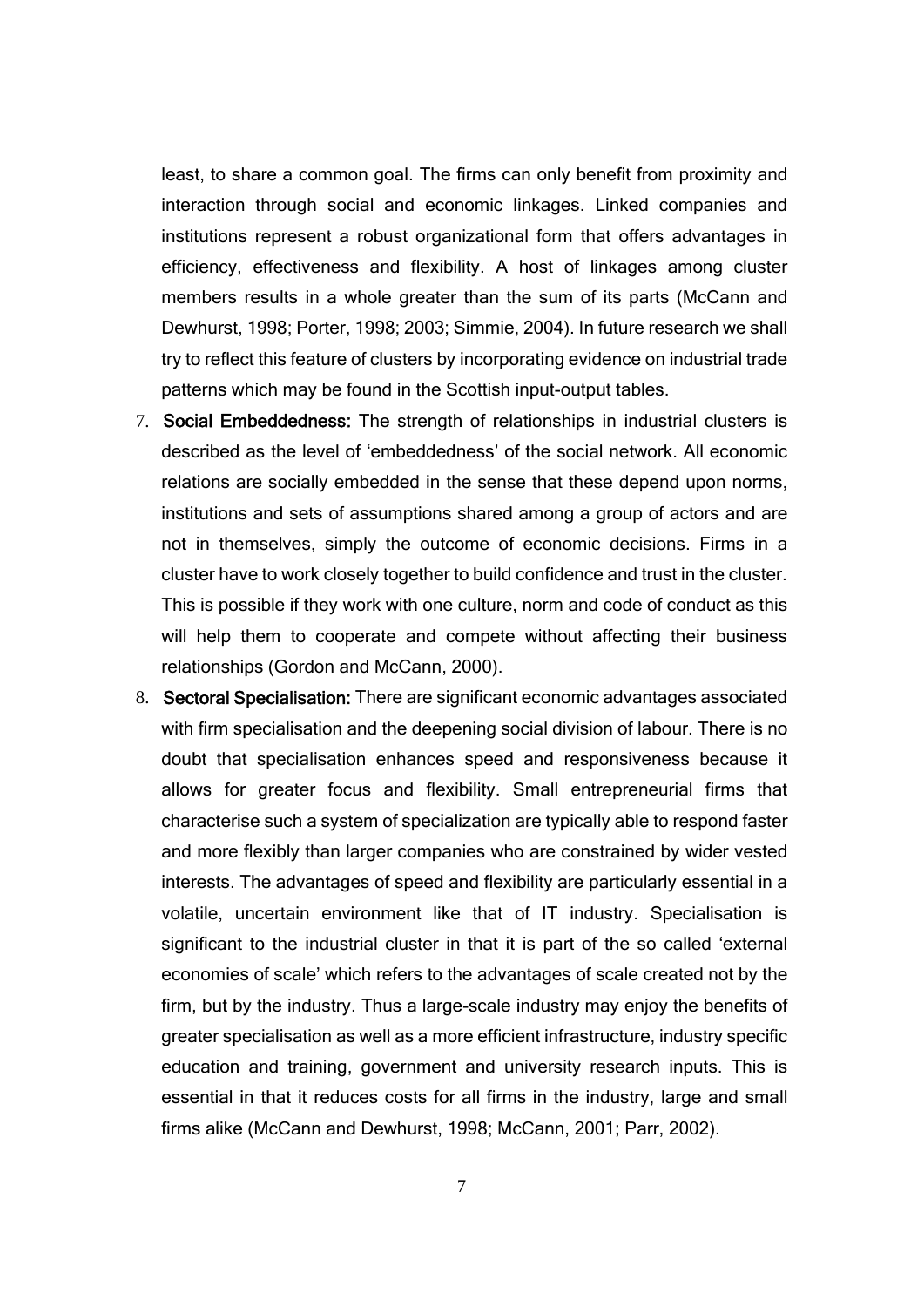least, to share a common goal. The firms can only benefit from proximity and interaction through social and economic linkages. Linked companies and institutions represent a robust organizational form that offers advantages in efficiency, effectiveness and flexibility. A host of linkages among cluster members results in a whole greater than the sum of its parts (McCann and Dewhurst, 1998; Porter, 1998; 2003; Simmie, 2004). In future research we shall try to reflect this feature of clusters by incorporating evidence on industrial trade patterns which may be found in the Scottish input-output tables.

7. **Social Embeddedness:** The strength of relationships in industrial clusters is described as the level of 'embeddedness' of the social network. All economic relations are socially embedded in the sense that these depend upon norms, institutions and sets of assumptions shared among a group of actors and are not in themselves, simply the outcome of economic decisions. Firms in a cluster have to work closely together to build confidence and trust in the cluster. This is possible if they work with one culture, norm and code of conduct as this will help them to cooperate and compete without affecting their business relationships (Gordon and McCann, 2000).
8. **Sectoral Specialisation:** There are significant economic advantages associated with firm specialisation and the deepening social division of labour. There is no doubt that specialisation enhances speed and responsiveness because it allows for greater focus and flexibility. Small entrepreneurial firms that characterise such a system of specialization are typically able to respond faster and more flexibly than larger companies who are constrained by wider vested interests. The advantages of speed and flexibility are particularly essential in a volatile, uncertain environment like that of IT industry. Specialisation is significant to the industrial cluster in that it is part of the so called 'external economies of scale' which refers to the advantages of scale created not by the firm, but by the industry. Thus a large-scale industry may enjoy the benefits of greater specialisation as well as a more efficient infrastructure, industry specific education and training, government and university research inputs. This is essential in that it reduces costs for all firms in the industry, large and small firms alike (McCann and Dewhurst, 1998; McCann, 2001; Parr, 2002).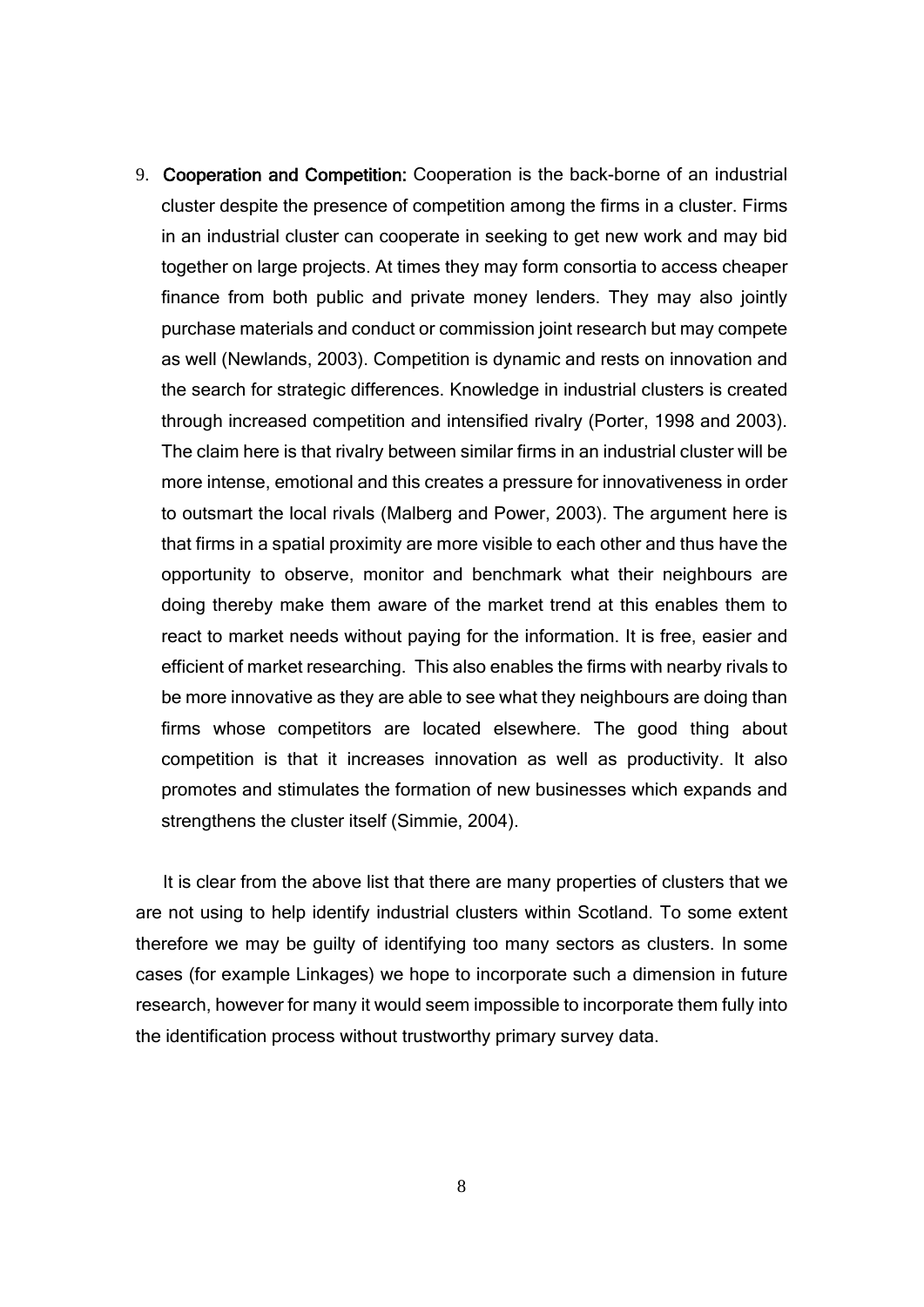9. **Cooperation and Competition:** Cooperation is the back-borne of an industrial cluster despite the presence of competition among the firms in a cluster. Firms in an industrial cluster can cooperate in seeking to get new work and may bid together on large projects. At times they may form consortia to access cheaper finance from both public and private money lenders. They may also jointly purchase materials and conduct or commission joint research but may compete as well (Newlands, 2003). Competition is dynamic and rests on innovation and the search for strategic differences. Knowledge in industrial clusters is created through increased competition and intensified rivalry (Porter, 1998 and 2003). The claim here is that rivalry between similar firms in an industrial cluster will be more intense, emotional and this creates a pressure for innovativeness in order to outsmart the local rivals (Malberg and Power, 2003). The argument here is that firms in a spatial proximity are more visible to each other and thus have the opportunity to observe, monitor and benchmark what their neighbours are doing thereby make them aware of the market trend at this enables them to react to market needs without paying for the information. It is free, easier and efficient of market researching. This also enables the firms with nearby rivals to be more innovative as they are able to see what they neighbours are doing than firms whose competitors are located elsewhere. The good thing about competition is that it increases innovation as well as productivity. It also promotes and stimulates the formation of new businesses which expands and strengthens the cluster itself (Simmie, 2004).

It is clear from the above list that there are many properties of clusters that we are not using to help identify industrial clusters within Scotland. To some extent therefore we may be guilty of identifying too many sectors as clusters. In some cases (for example Linkages) we hope to incorporate such a dimension in future research, however for many it would seem impossible to incorporate them fully into the identification process without trustworthy primary survey data.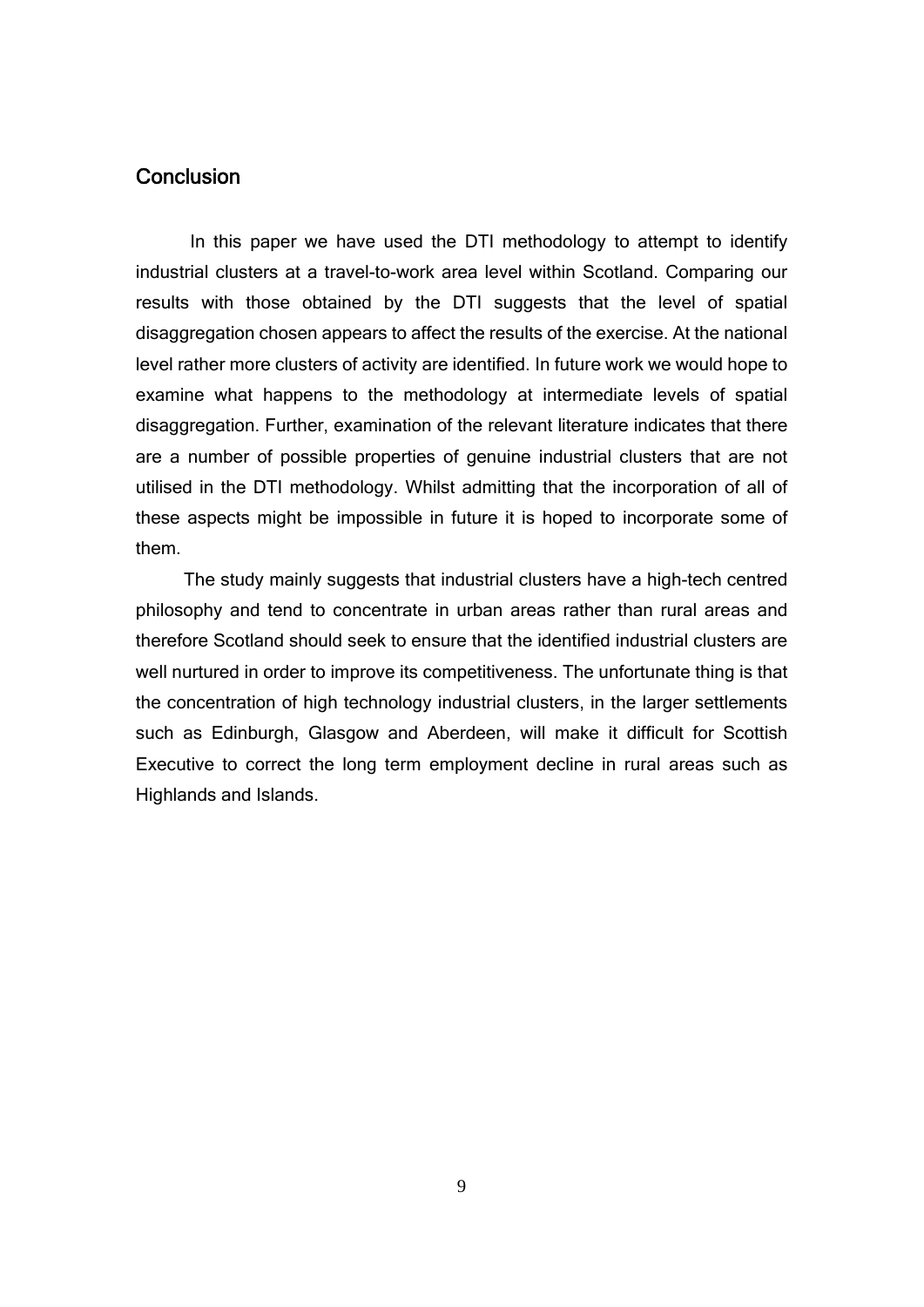## Conclusion

In this paper we have used the DTI methodology to attempt to identify industrial clusters at a travel-to-work area level within Scotland. Comparing our results with those obtained by the DTI suggests that the level of spatial disaggregation chosen appears to affect the results of the exercise. At the national level rather more clusters of activity are identified. In future work we would hope to examine what happens to the methodology at intermediate levels of spatial disaggregation. Further, examination of the relevant literature indicates that there are a number of possible properties of genuine industrial clusters that are not utilised in the DTI methodology. Whilst admitting that the incorporation of all of these aspects might be impossible in future it is hoped to incorporate some of them.

The study mainly suggests that industrial clusters have a high-tech centred philosophy and tend to concentrate in urban areas rather than rural areas and therefore Scotland should seek to ensure that the identified industrial clusters are well nurtured in order to improve its competitiveness. The unfortunate thing is that the concentration of high technology industrial clusters, in the larger settlements such as Edinburgh, Glasgow and Aberdeen, will make it difficult for Scottish Executive to correct the long term employment decline in rural areas such as Highlands and Islands.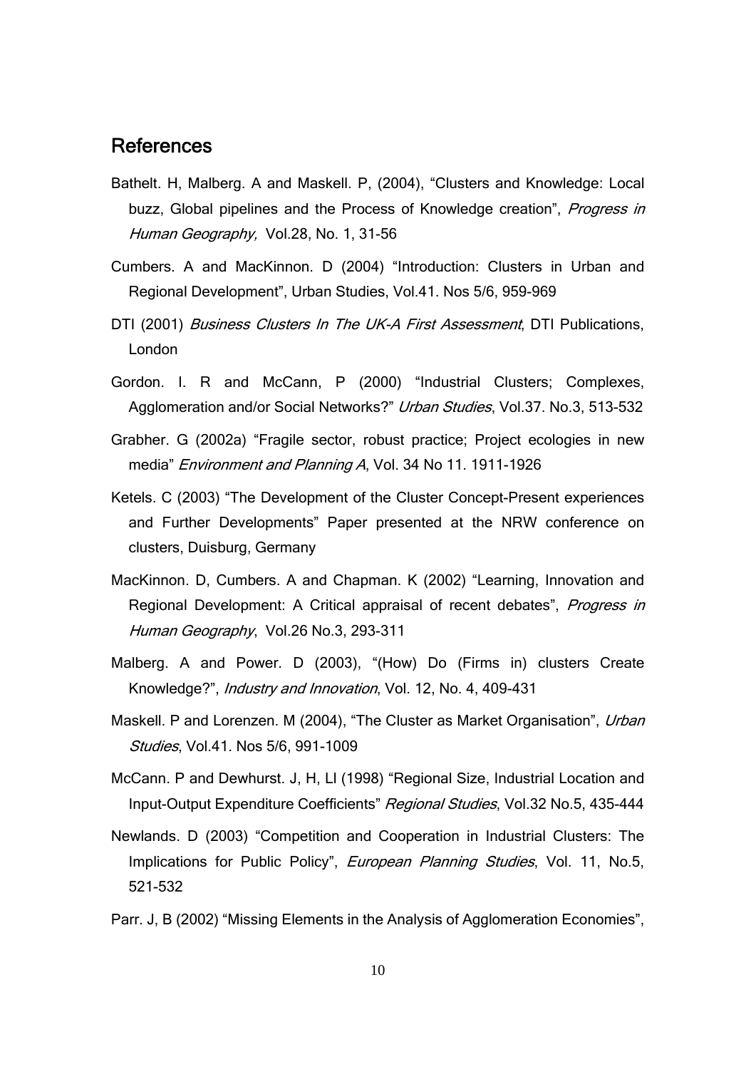## References

Bathelt. H, Malberg. A and Maskell. P, (2004), "Clusters and Knowledge: Local buzz, Global pipelines and the Process of Knowledge creation", *Progress in Human Geography,* Vol.28, No. 1, 31-56

Cumbers. A and MacKinnon. D (2004) "Introduction: Clusters in Urban and Regional Development", Urban Studies, Vol.41. Nos 5/6, 959-969

DTI (2001) *Business Clusters In The UK-A First Assessment*, DTI Publications, London

Gordon. I. R and McCann, P (2000) "Industrial Clusters; Complexes, Agglomeration and/or Social Networks?" *Urban Studies*, Vol.37. No.3, 513-532

Grabher. G (2002a) "Fragile sector, robust practice; Project ecologies in new media" *Environment and Planning A*, Vol. 34 No 11. 1911-1926

Ketels. C (2003) "The Development of the Cluster Concept-Present experiences and Further Developments" Paper presented at the NRW conference on clusters, Duisburg, Germany

MacKinnon. D, Cumbers. A and Chapman. K (2002) "Learning, Innovation and Regional Development: A Critical appraisal of recent debates", *Progress in Human Geography*, Vol.26 No.3, 293-311

Malberg. A and Power. D (2003), "(How) Do (Firms in) clusters Create Knowledge?", *Industry and Innovation*, Vol. 12, No. 4, 409-431

Maskell. P and Lorenzen. M (2004), "The Cluster as Market Organisation", *Urban Studies*, Vol.41. Nos 5/6, 991-1009

McCann. P and Dewhurst. J, H, Ll (1998) "Regional Size, Industrial Location and Input-Output Expenditure Coefficients" *Regional Studies*, Vol.32 No.5, 435-444

Newlands. D (2003) "Competition and Cooperation in Industrial Clusters: The Implications for Public Policy", *European Planning Studies*, Vol. 11, No.5, 521-532

Parr. J, B (2002) "Missing Elements in the Analysis of Agglomeration Economies",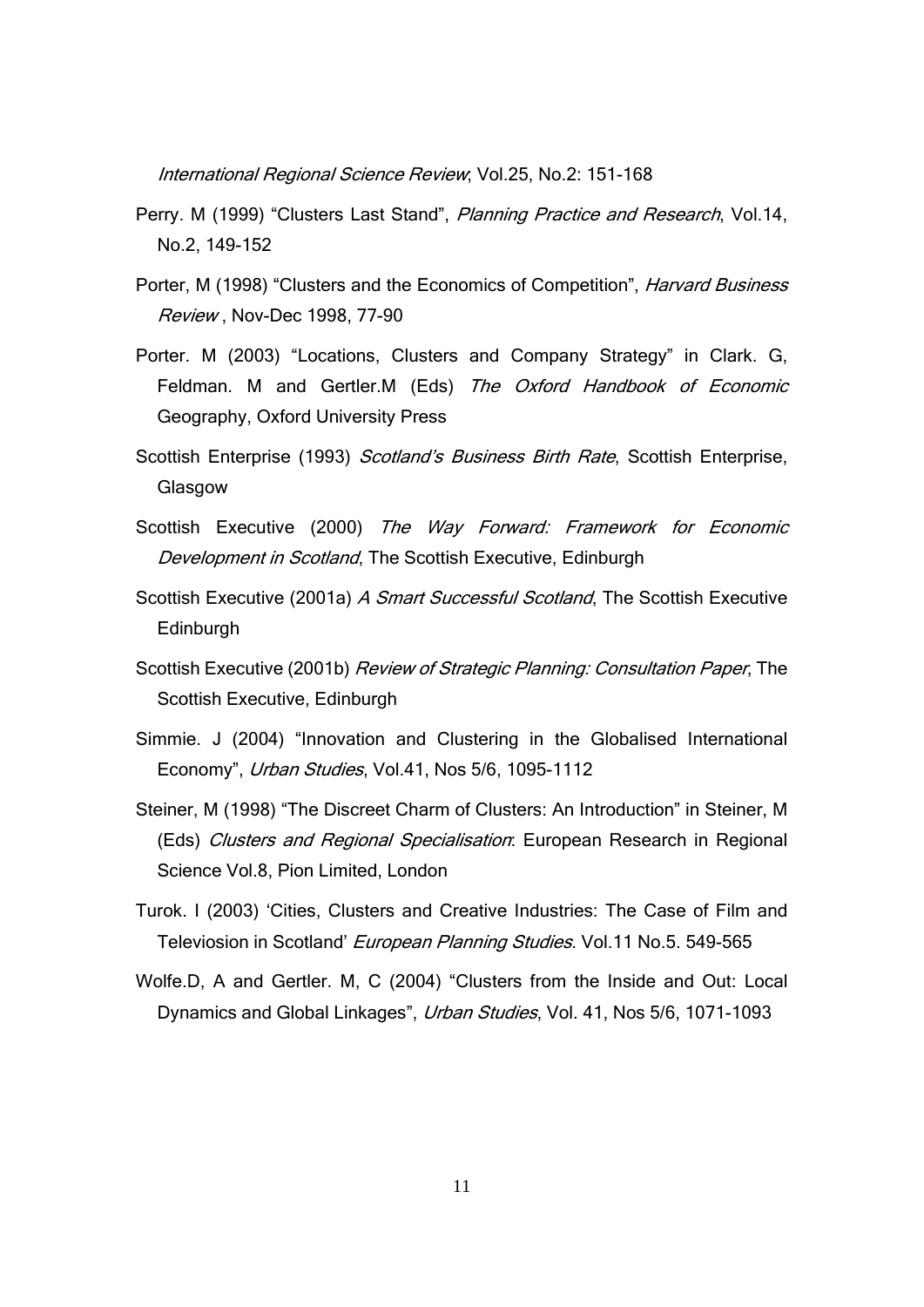*International Regional Science Review*, Vol.25, No.2: 151-168

Perry. M (1999) "Clusters Last Stand", *Planning Practice and Research*, Vol.14, No.2, 149-152

Porter, M (1998) "Clusters and the Economics of Competition", *Harvard Business Review* , Nov-Dec 1998, 77-90

Porter. M (2003) "Locations, Clusters and Company Strategy" in Clark. G, Feldman. M and Gertler.M (Eds) *The Oxford Handbook of Economic* Geography, Oxford University Press

Scottish Enterprise (1993) *Scotland's Business Birth Rate*, Scottish Enterprise, Glasgow

Scottish Executive (2000) *The Way Forward: Framework for Economic Development in Scotland*, The Scottish Executive, Edinburgh

Scottish Executive (2001a) *A Smart Successful Scotland*, The Scottish Executive Edinburgh

Scottish Executive (2001b) *Review of Strategic Planning: Consultation Paper*, The Scottish Executive, Edinburgh

Simmie. J (2004) "Innovation and Clustering in the Globalised International Economy", *Urban Studies*, Vol.41, Nos 5/6, 1095-1112

Steiner, M (1998) "The Discreet Charm of Clusters: An Introduction" in Steiner, M (Eds) *Clusters and Regional Specialisation*: European Research in Regional Science Vol.8, Pion Limited, London

Turok. I (2003) 'Cities, Clusters and Creative Industries: The Case of Film and Televiosion in Scotland' *European Planning Studies*. Vol.11 No.5. 549-565

Wolfe.D, A and Gertler. M, C (2004) "Clusters from the Inside and Out: Local Dynamics and Global Linkages", *Urban Studies*, Vol. 41, Nos 5/6, 1071-1093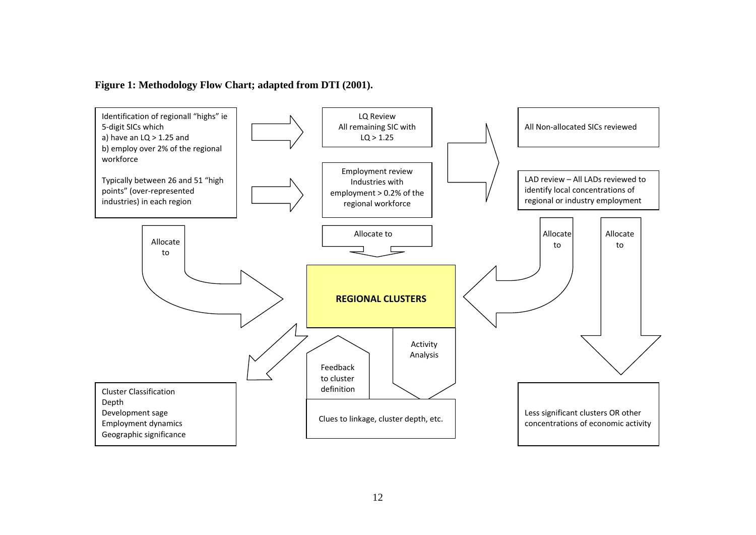**Figure 1: Methodology Flow Chart; adapted from DTI (2001).**

Identification of regionall "highs" ie 5-digit SICs which
a) have an LQ > 1.25 and
b) employ over 2% of the regional workforce

Typically between 26 and 51 "high points" (over-represented industries) in each region

LQ Review
All remaining SIC with LQ > 1.25

Employment review
Industries with employment > 0.2% of the regional workforce

All Non-allocated SICs reviewed

LAD review – All LADs reviewed to identify local concentrations of regional or industry employment

Allocate to

Allocate to

Allocate to

Allocate to

**REGIONAL CLUSTERS**

Activity Analysis

Feedback to cluster definition

Cluster Classification
Depth
Development sage
Employment dynamics
Geographic significance

Clues to linkage, cluster depth, etc.

Less significant clusters OR other concentrations of economic activity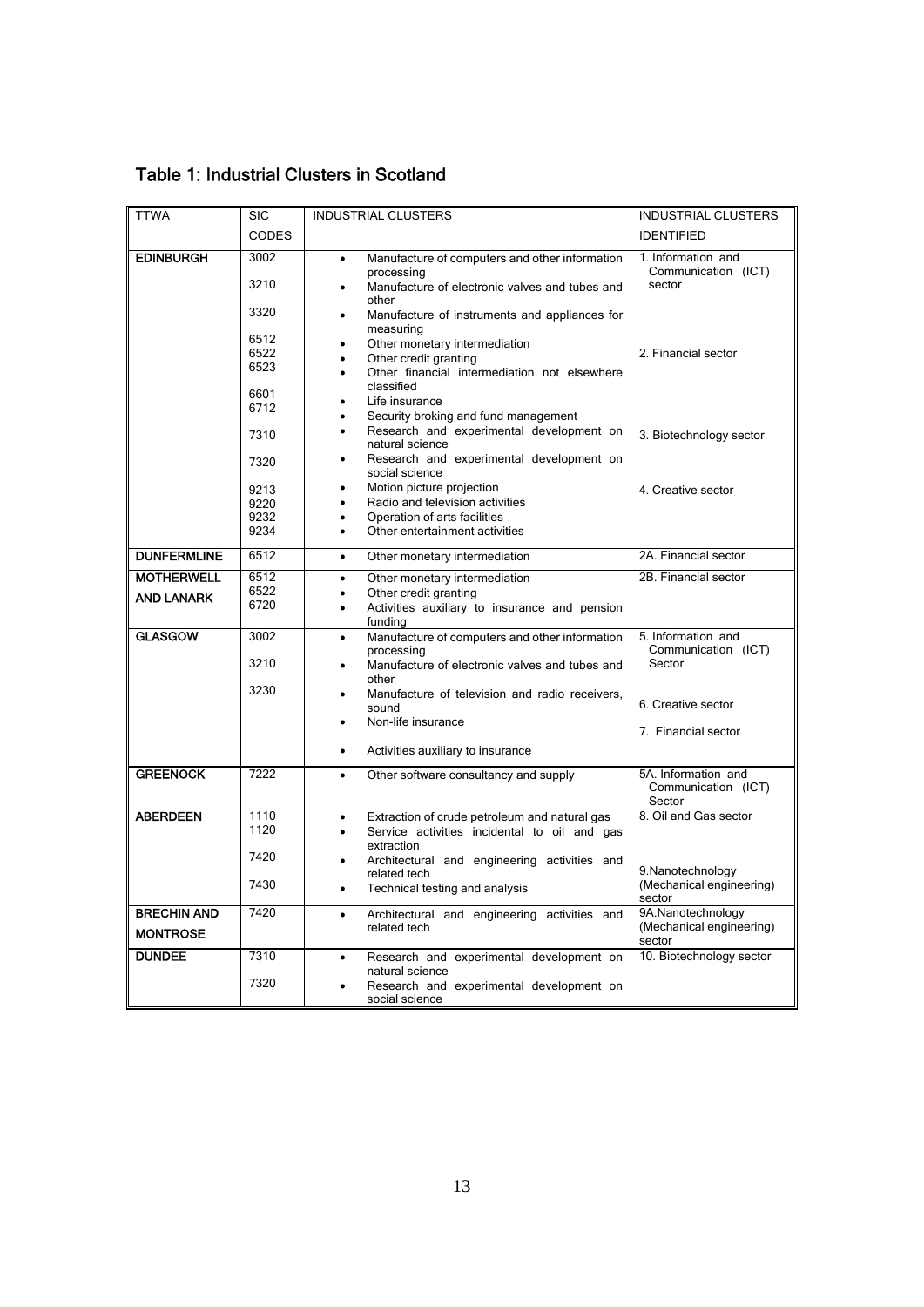## Table 1: Industrial Clusters in Scotland

| TTWA | SIC CODES | INDUSTRIAL CLUSTERS | INDUSTRIAL CLUSTERS IDENTIFIED |
|---|---|---|---|
| **EDINBURGH** | 3002<br>3210<br>3320<br>6512<br>6522<br>6523<br>6601<br>6712<br>7310<br>7320<br>9213<br>9220<br>9232<br>9234 | • Manufacture of computers and other information processing<br>• Manufacture of electronic valves and tubes and other<br>• Manufacture of instruments and appliances for measuring<br>• Other monetary intermediation<br>• Other credit granting<br>• Other financial intermediation not elsewhere classified<br>• Life insurance<br>• Security broking and fund management<br>• Research and experimental development on natural science<br>• Research and experimental development on social science<br>• Motion picture projection<br>• Radio and television activities<br>• Operation of arts facilities<br>• Other entertainment activities | 1. Information and Communication (ICT) sector<br>2. Financial sector<br>3. Biotechnology sector<br>4. Creative sector |
| **DUNFERMLINE** | 6512 | • Other monetary intermediation | 2A. Financial sector |
| **MOTHERWELL AND LANARK** | 6512<br>6522<br>6720 | • Other monetary intermediation<br>• Other credit granting<br>• Activities auxiliary to insurance and pension funding | 2B. Financial sector |
| **GLASGOW** | 3002<br>3210<br>3230 | • Manufacture of computers and other information processing<br>• Manufacture of electronic valves and tubes and other<br>• Manufacture of television and radio receivers, sound<br>• Non-life insurance<br>• Activities auxiliary to insurance | 5. Information and Communication (ICT) Sector<br>6. Creative sector<br>7. Financial sector |
| **GREENOCK** | 7222 | • Other software consultancy and supply | 5A. Information and Communication (ICT) Sector |
| **ABERDEEN** | 1110<br>1120<br>7420<br>7430 | • Extraction of crude petroleum and natural gas<br>• Service activities incidental to oil and gas extraction<br>• Architectural and engineering activities and related tech<br>• Technical testing and analysis | 8. Oil and Gas sector<br>9.Nanotechnology (Mechanical engineering) sector |
| **BRECHIN AND MONTROSE** | 7420 | • Architectural and engineering activities and related tech | 9A.Nanotechnology (Mechanical engineering) sector |
| **DUNDEE** | 7310<br>7320 | • Research and experimental development on natural science<br>• Research and experimental development on social science | 10. Biotechnology sector |